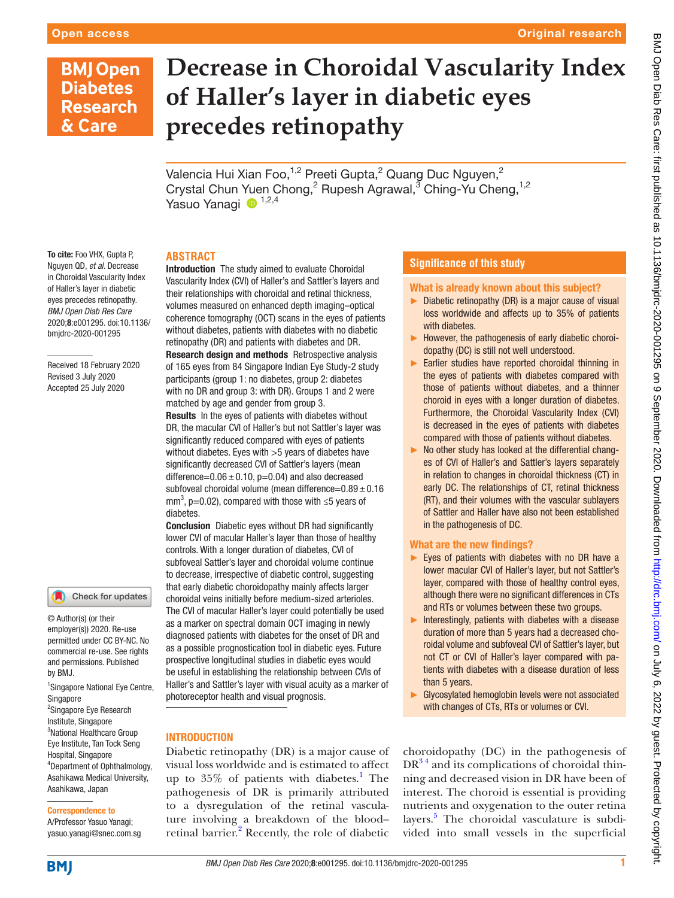# Decrease in Choroidal Vascularity Index of Haller's layer in diabetic eyes precedes retinopathy

Valencia Hui Xian Foo,[1,2] Preeti Gupta,[2] Quang Duc Nguyen,[2] Crystal Chun Yuen Chong,[2] Rupesh Agrawal,[3] Ching-Yu Cheng,[1,2] Yasuo Yanagi [1,2,4]

**To cite:** Foo VHX, Gupta P, Nguyen QD, *et al*. Decrease in Choroidal Vascularity Index of Haller's layer in diabetic eyes precedes retinopathy. *BMJ Open Diab Res Care* 2020;**8**:e001295. doi:10.1136/bmjdrc-2020-001295

Received 18 February 2020
Revised 3 July 2020
Accepted 25 July 2020

© Author(s) (or their employer(s)) 2020. Re-use permitted under CC BY-NC. No commercial re-use. See rights and permissions. Published by BMJ.

[1]Singapore National Eye Centre, Singapore
[2]Singapore Eye Research Institute, Singapore
[3]National Healthcare Group Eye Institute, Tan Tock Seng Hospital, Singapore
[4]Department of Ophthalmology, Asahikawa Medical University, Asahikawa, Japan

**Correspondence to**
A/Professor Yasuo Yanagi; yasuo.yanagi@snec.com.sg

## ABSTRACT

**Introduction** The study aimed to evaluate Choroidal Vascularity Index (CVI) of Haller's and Sattler's layers and their relationships with choroidal and retinal thickness, volumes measured on enhanced depth imaging–optical coherence tomography (OCT) scans in the eyes of patients without diabetes, patients with diabetes with no diabetic retinopathy (DR) and patients with diabetes and DR.

**Research design and methods** Retrospective analysis of 165 eyes from 84 Singapore Indian Eye Study-2 study participants (group 1: no diabetes, group 2: diabetes with no DR and group 3: with DR). Groups 1 and 2 were matched by age and gender from group 3.

**Results** In the eyes of patients with diabetes without DR, the macular CVI of Haller's but not Sattler's layer was significantly reduced compared with eyes of patients without diabetes. Eyes with >5 years of diabetes have significantly decreased CVI of Sattler's layers (mean difference=$0.06\pm0.10$, p=0.04) and also decreased subfoveal choroidal volume (mean difference=$0.89\pm0.16$ mm$^3$, p=0.02), compared with those with ≤5 years of diabetes.

**Conclusion** Diabetic eyes without DR had significantly lower CVI of macular Haller's layer than those of healthy controls. With a longer duration of diabetes, CVI of subfoveal Sattler's layer and choroidal volume continue to decrease, irrespective of diabetic control, suggesting that early diabetic choroidopathy mainly affects larger choroidal veins initially before medium-sized arterioles. The CVI of macular Haller's layer could potentially be used as a marker on spectral domain OCT imaging in newly diagnosed patients with diabetes for the onset of DR and as a possible prognostication tool in diabetic eyes. Future prospective longitudinal studies in diabetic eyes would be useful in establishing the relationship between CVIs of Haller's and Sattler's layer with visual acuity as a marker of photoreceptor health and visual prognosis.

## Significance of this study

### What is already known about this subject?

- Diabetic retinopathy (DR) is a major cause of visual loss worldwide and affects up to 35% of patients with diabetes.
- However, the pathogenesis of early diabetic choroidopathy (DC) is still not well understood.
- Earlier studies have reported choroidal thinning in the eyes of patients with diabetes compared with those of patients without diabetes, and a thinner choroid in eyes with a longer duration of diabetes. Furthermore, the Choroidal Vascularity Index (CVI) is decreased in the eyes of patients with diabetes compared with those of patients without diabetes.
- No other study has looked at the differential changes of CVI of Haller's and Sattler's layers separately in relation to changes in choroidal thickness (CT) in early DC. The relationships of CT, retinal thickness (RT), and their volumes with the vascular sublayers of Sattler and Haller have also not been established in the pathogenesis of DC.

### What are the new findings?

- Eyes of patients with diabetes with no DR have a lower macular CVI of Haller's layer, but not Sattler's layer, compared with those of healthy control eyes, although there were no significant differences in CTs and RTs or volumes between these two groups.
- Interestingly, patients with diabetes with a disease duration of more than 5 years had a decreased choroidal volume and subfoveal CVI of Sattler's layer, but not CT or CVI of Haller's layer compared with patients with diabetes with a disease duration of less than 5 years.
- Glycosylated hemoglobin levels were not associated with changes of CTs, RTs or volumes or CVI.

## INTRODUCTION

Diabetic retinopathy (DR) is a major cause of visual loss worldwide and is estimated to affect up to 35% of patients with diabetes.[1] The pathogenesis of DR is primarily attributed to a dysregulation of the retinal vasculature involving a breakdown of the blood–retinal barrier.[2] Recently, the role of diabetic choroidopathy (DC) in the pathogenesis of DR[3 4] and its complications of choroidal thinning and decreased vision in DR have been of interest. The choroid is essential is providing nutrients and oxygenation to the outer retina layers.[5] The choroidal vasculature is subdivided into small vessels in the superficial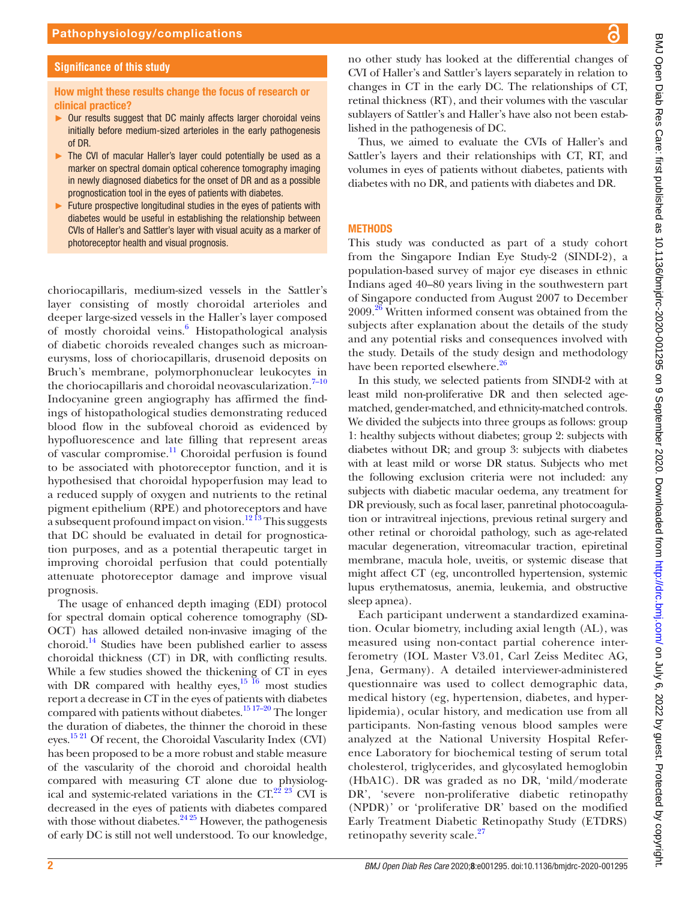## Significance of this study

### How might these results change the focus of research or clinical practice?

- Our results suggest that DC mainly affects larger choroidal veins initially before medium-sized arterioles in the early pathogenesis of DR.
- The CVI of macular Haller's layer could potentially be used as a marker on spectral domain optical coherence tomography imaging in newly diagnosed diabetics for the onset of DR and as a possible prognostication tool in the eyes of patients with diabetes.
- Future prospective longitudinal studies in the eyes of patients with diabetes would be useful in establishing the relationship between CVIs of Haller's and Sattler's layer with visual acuity as a marker of photoreceptor health and visual prognosis.

choriocapillaris, medium-sized vessels in the Sattler's layer consisting of mostly choroidal arterioles and deeper large-sized vessels in the Haller's layer composed of mostly choroidal veins.[6] Histopathological analysis of diabetic choroids revealed changes such as microaneurysms, loss of choriocapillaris, drusenoid deposits on Bruch's membrane, polymorphonuclear leukocytes in the choriocapillaris and choroidal neovascularization.[7–10] Indocyanine green angiography has affirmed the findings of histopathological studies demonstrating reduced blood flow in the subfoveal choroid as evidenced by hypofluorescence and late filling that represent areas of vascular compromise.[11] Choroidal perfusion is found to be associated with photoreceptor function, and it is hypothesised that choroidal hypoperfusion may lead to a reduced supply of oxygen and nutrients to the retinal pigment epithelium (RPE) and photoreceptors and have a subsequent profound impact on vision.[12 13] This suggests that DC should be evaluated in detail for prognostication purposes, and as a potential therapeutic target in improving choroidal perfusion that could potentially attenuate photoreceptor damage and improve visual prognosis.

The usage of enhanced depth imaging (EDI) protocol for spectral domain optical coherence tomography (SD-OCT) has allowed detailed non-invasive imaging of the choroid.[14] Studies have been published earlier to assess choroidal thickness (CT) in DR, with conflicting results. While a few studies showed the thickening of CT in eyes with DR compared with healthy eyes,[15 16] most studies report a decrease in CT in the eyes of patients with diabetes compared with patients without diabetes.[15 17–20] The longer the duration of diabetes, the thinner the choroid in these eyes.[15 21] Of recent, the Choroidal Vascularity Index (CVI) has been proposed to be a more robust and stable measure of the vascularity of the choroid and choroidal health compared with measuring CT alone due to physiological and systemic-related variations in the CT.[22 23] CVI is decreased in the eyes of patients with diabetes compared with those without diabetes.[24 25] However, the pathogenesis of early DC is still not well understood. To our knowledge, no other study has looked at the differential changes of CVI of Haller's and Sattler's layers separately in relation to changes in CT in the early DC. The relationships of CT, retinal thickness (RT), and their volumes with the vascular sublayers of Sattler's and Haller's have also not been established in the pathogenesis of DC.

Thus, we aimed to evaluate the CVIs of Haller's and Sattler's layers and their relationships with CT, RT, and volumes in eyes of patients without diabetes, patients with diabetes with no DR, and patients with diabetes and DR.

## METHODS

This study was conducted as part of a study cohort from the Singapore Indian Eye Study-2 (SINDI-2), a population-based survey of major eye diseases in ethnic Indians aged 40–80 years living in the southwestern part of Singapore conducted from August 2007 to December 2009.[26] Written informed consent was obtained from the subjects after explanation about the details of the study and any potential risks and consequences involved with the study. Details of the study design and methodology have been reported elsewhere.[26]

In this study, we selected patients from SINDI-2 with at least mild non-proliferative DR and then selected age-matched, gender-matched, and ethnicity-matched controls. We divided the subjects into three groups as follows: group 1: healthy subjects without diabetes; group 2: subjects with diabetes without DR; and group 3: subjects with diabetes with at least mild or worse DR status. Subjects who met the following exclusion criteria were not included: any subjects with diabetic macular oedema, any treatment for DR previously, such as focal laser, panretinal photocoagulation or intravitreal injections, previous retinal surgery and other retinal or choroidal pathology, such as age-related macular degeneration, vitreomacular traction, epiretinal membrane, macula hole, uveitis, or systemic disease that might affect CT (eg, uncontrolled hypertension, systemic lupus erythematosus, anemia, leukemia, and obstructive sleep apnea).

Each participant underwent a standardized examination. Ocular biometry, including axial length (AL), was measured using non-contact partial coherence interferometry (IOL Master V3.01, Carl Zeiss Meditec AG, Jena, Germany). A detailed interviewer-administered questionnaire was used to collect demographic data, medical history (eg, hypertension, diabetes, and hyperlipidemia), ocular history, and medication use from all participants. Non-fasting venous blood samples were analyzed at the National University Hospital Reference Laboratory for biochemical testing of serum total cholesterol, triglycerides, and glycosylated hemoglobin (HbA1C). DR was graded as no DR, 'mild/moderate DR', 'severe non-proliferative diabetic retinopathy (NPDR)' or 'proliferative DR' based on the modified Early Treatment Diabetic Retinopathy Study (ETDRS) retinopathy severity scale.[27]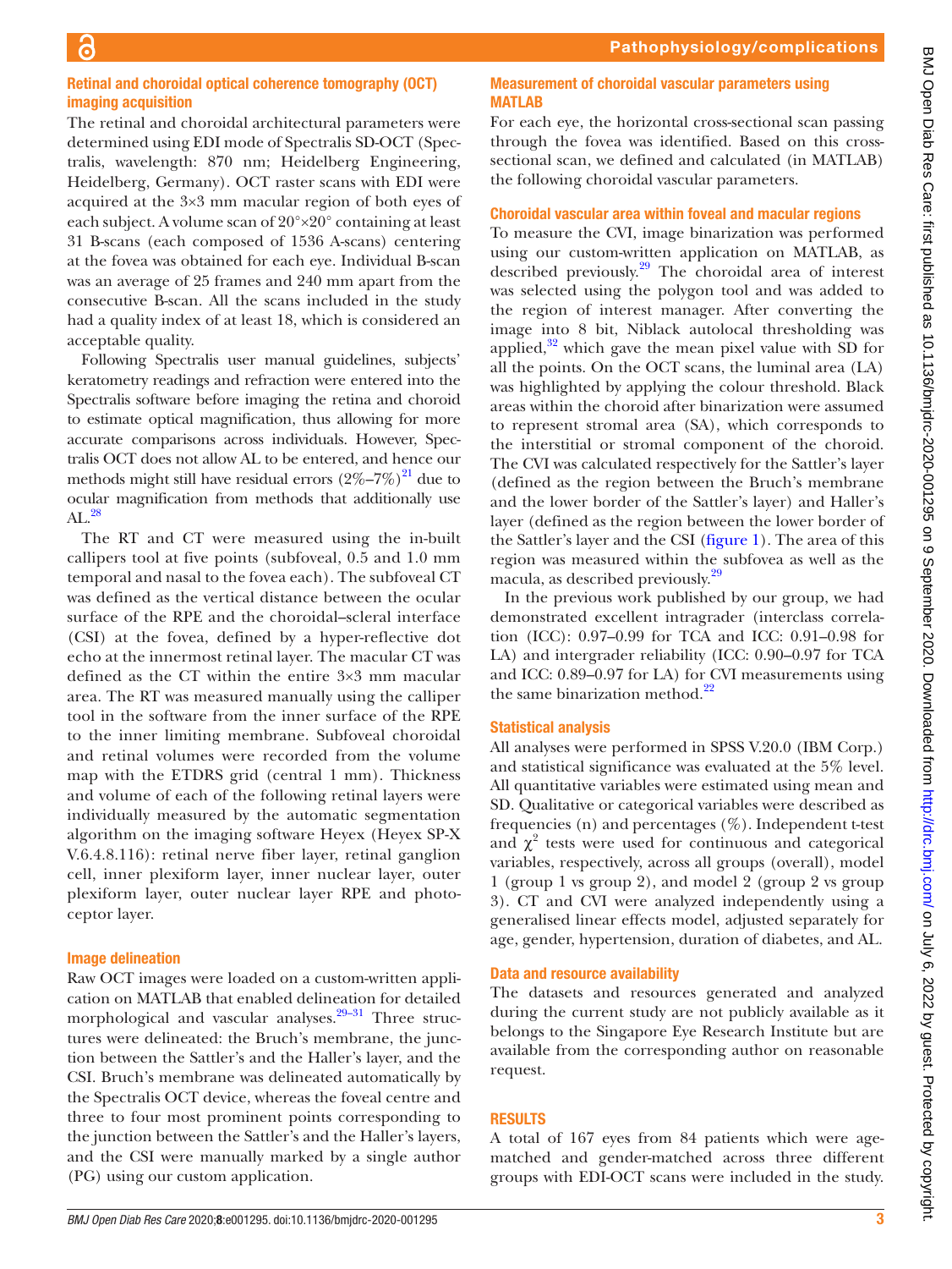### Retinal and choroidal optical coherence tomography (OCT) imaging acquisition

The retinal and choroidal architectural parameters were determined using EDI mode of Spectralis SD-OCT (Spectralis, wavelength: 870 nm; Heidelberg Engineering, Heidelberg, Germany). OCT raster scans with EDI were acquired at the 3×3 mm macular region of both eyes of each subject. A volume scan of 20°×20° containing at least 31 B-scans (each composed of 1536 A-scans) centering at the fovea was obtained for each eye. Individual B-scan was an average of 25 frames and 240 mm apart from the consecutive B-scan. All the scans included in the study had a quality index of at least 18, which is considered an acceptable quality.

Following Spectralis user manual guidelines, subjects' keratometry readings and refraction were entered into the Spectralis software before imaging the retina and choroid to estimate optical magnification, thus allowing for more accurate comparisons across individuals. However, Spectralis OCT does not allow AL to be entered, and hence our methods might still have residual errors (2%–7%)[21] due to ocular magnification from methods that additionally use AL.[28]

The RT and CT were measured using the in-built callipers tool at five points (subfoveal, 0.5 and 1.0 mm temporal and nasal to the fovea each). The subfoveal CT was defined as the vertical distance between the ocular surface of the RPE and the choroidal–scleral interface (CSI) at the fovea, defined by a hyper-reflective dot echo at the innermost retinal layer. The macular CT was defined as the CT within the entire 3×3 mm macular area. The RT was measured manually using the calliper tool in the software from the inner surface of the RPE to the inner limiting membrane. Subfoveal choroidal and retinal volumes were recorded from the volume map with the ETDRS grid (central 1 mm). Thickness and volume of each of the following retinal layers were individually measured by the automatic segmentation algorithm on the imaging software Heyex (Heyex SP-X V.6.4.8.116): retinal nerve fiber layer, retinal ganglion cell, inner plexiform layer, inner nuclear layer, outer plexiform layer, outer nuclear layer RPE and photoceptor layer.

### Image delineation

Raw OCT images were loaded on a custom-written application on MATLAB that enabled delineation for detailed morphological and vascular analyses.[29–31] Three structures were delineated: the Bruch's membrane, the junction between the Sattler's and the Haller's layer, and the CSI. Bruch's membrane was delineated automatically by the Spectralis OCT device, whereas the foveal centre and three to four most prominent points corresponding to the junction between the Sattler's and the Haller's layers, and the CSI were manually marked by a single author (PG) using our custom application.

### Measurement of choroidal vascular parameters using MATLAB

For each eye, the horizontal cross-sectional scan passing through the fovea was identified. Based on this cross-sectional scan, we defined and calculated (in MATLAB) the following choroidal vascular parameters.

### Choroidal vascular area within foveal and macular regions

To measure the CVI, image binarization was performed using our custom-written application on MATLAB, as described previously.[29] The choroidal area of interest was selected using the polygon tool and was added to the region of interest manager. After converting the image into 8 bit, Niblack autolocal thresholding was applied,[32] which gave the mean pixel value with SD for all the points. On the OCT scans, the luminal area (LA) was highlighted by applying the colour threshold. Black areas within the choroid after binarization were assumed to represent stromal area (SA), which corresponds to the interstitial or stromal component of the choroid. The CVI was calculated respectively for the Sattler's layer (defined as the region between the Bruch's membrane and the lower border of the Sattler's layer) and Haller's layer (defined as the region between the lower border of the Sattler's layer and the CSI (figure 1). The area of this region was measured within the subfovea as well as the macula, as described previously.[29]

In the previous work published by our group, we had demonstrated excellent intragrader (interclass correlation (ICC): 0.97–0.99 for TCA and ICC: 0.91–0.98 for LA) and intergrader reliability (ICC: 0.90–0.97 for TCA and ICC: 0.89–0.97 for LA) for CVI measurements using the same binarization method.[22]

### Statistical analysis

All analyses were performed in SPSS V.20.0 (IBM Corp.) and statistical significance was evaluated at the 5% level. All quantitative variables were estimated using mean and SD. Qualitative or categorical variables were described as frequencies (n) and percentages (%). Independent t-test and $\chi^2$ tests were used for continuous and categorical variables, respectively, across all groups (overall), model 1 (group 1 vs group 2), and model 2 (group 2 vs group 3). CT and CVI were analyzed independently using a generalised linear effects model, adjusted separately for age, gender, hypertension, duration of diabetes, and AL.

### Data and resource availability

The datasets and resources generated and analyzed during the current study are not publicly available as it belongs to the Singapore Eye Research Institute but are available from the corresponding author on reasonable request.

## RESULTS

A total of 167 eyes from 84 patients which were age-matched and gender-matched across three different groups with EDI-OCT scans were included in the study.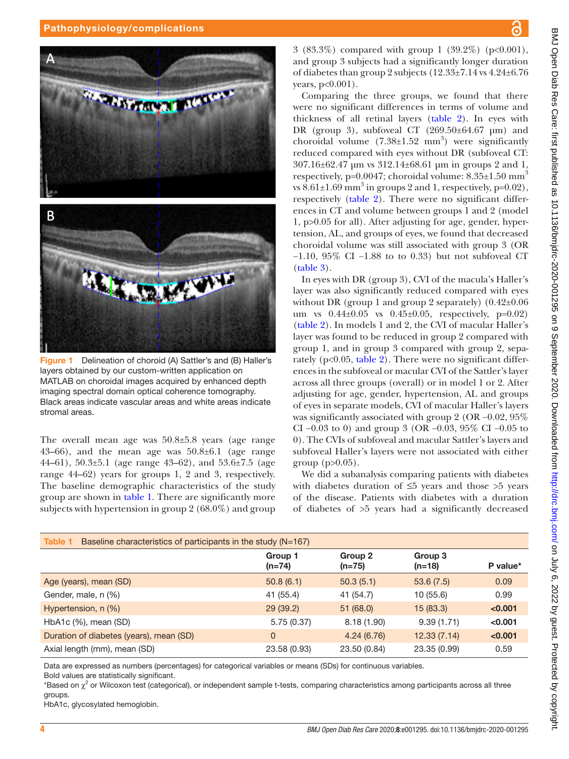Figure 1 Delineation of choroid (A) Sattler's and (B) Haller's layers obtained by our custom-written application on MATLAB on choroidal images acquired by enhanced depth imaging spectral domain optical coherence tomography. Black areas indicate vascular areas and white areas indicate stromal areas.

The overall mean age was 50.8±5.8 years (age range 43–66), and the mean age was 50.8±6.1 (age range 44–61), 50.3±5.1 (age range 43–62), and 53.6±7.5 (age range 44–62) years for groups 1, 2 and 3, respectively. The baseline demographic characteristics of the study group are shown in table 1. There are significantly more subjects with hypertension in group 2 (68.0%) and group 3 (83.3%) compared with group 1 (39.2%) (p<0.001), and group 3 subjects had a significantly longer duration of diabetes than group 2 subjects (12.33±7.14 vs 4.24±6.76 years, p<0.001).

Comparing the three groups, we found that there were no significant differences in terms of volume and thickness of all retinal layers (table 2). In eyes with DR (group 3), subfoveal CT (269.50±64.67 µm) and choroidal volume (7.38±1.52 mm$^3$) were significantly reduced compared with eyes without DR (subfoveal CT: 307.16±62.47 µm vs 312.14±68.61 µm in groups 2 and 1, respectively, p=0.0047; choroidal volume: 8.35±1.50 mm$^3$ vs 8.61±1.69 mm$^3$ in groups 2 and 1, respectively, p=0.02), respectively (table 2). There were no significant differences in CT and volume between groups 1 and 2 (model 1, p>0.05 for all). After adjusting for age, gender, hypertension, AL, and groups of eyes, we found that decreased choroidal volume was still associated with group 3 (OR −1.10, 95% CI −1.88 to to 0.33) but not subfoveal CT (table 3).

In eyes with DR (group 3), CVI of the macula's Haller's layer was also significantly reduced compared with eyes without DR (group 1 and group 2 separately) (0.42±0.06 um vs 0.44±0.05 vs 0.45±0.05, respectively, p=0.02) (table 2). In models 1 and 2, the CVI of macular Haller's layer was found to be reduced in group 2 compared with group 1, and in group 3 compared with group 2, separately (p<0.05, table 2). There were no significant differences in the subfoveal or macular CVI of the Sattler's layer across all three groups (overall) or in model 1 or 2. After adjusting for age, gender, hypertension, AL and groups of eyes in separate models, CVI of macular Haller's layers was significantly associated with group 2 (OR −0.02, 95% CI −0.03 to 0) and group 3 (OR −0.03, 95% CI −0.05 to 0). The CVIs of subfoveal and macular Sattler's layers and subfoveal Haller's layers were not associated with either group (p>0.05).

We did a subanalysis comparing patients with diabetes with diabetes duration of ≤5 years and those >5 years of the disease. Patients with diabetes with a duration of diabetes of >5 years had a significantly decreased

Table 1 Baseline characteristics of participants in the study (N=167)

| | Group 1 (n=74) | Group 2 (n=75) | Group 3 (n=18) | P value* |
|---|---|---|---|---|
| Age (years), mean (SD) | 50.8 (6.1) | 50.3 (5.1) | 53.6 (7.5) | 0.09 |
| Gender, male, n (%) | 41 (55.4) | 41 (54.7) | 10 (55.6) | 0.99 |
| Hypertension, n (%) | 29 (39.2) | 51 (68.0) | 15 (83.3) | **<0.001** |
| HbA1c (%), mean (SD) | 5.75 (0.37) | 8.18 (1.90) | 9.39 (1.71) | **<0.001** |
| Duration of diabetes (years), mean (SD) | 0 | 4.24 (6.76) | 12.33 (7.14) | **<0.001** |
| Axial length (mm), mean (SD) | 23.58 (0.93) | 23.50 (0.84) | 23.35 (0.99) | 0.59 |

Data are expressed as numbers (percentages) for categorical variables or means (SDs) for continuous variables.
Bold values are statistically significant.
*Based on $\chi^2$ or Wilcoxon test (categorical), or independent sample t-tests, comparing characteristics among participants across all three groups.
HbA1c, glycosylated hemoglobin.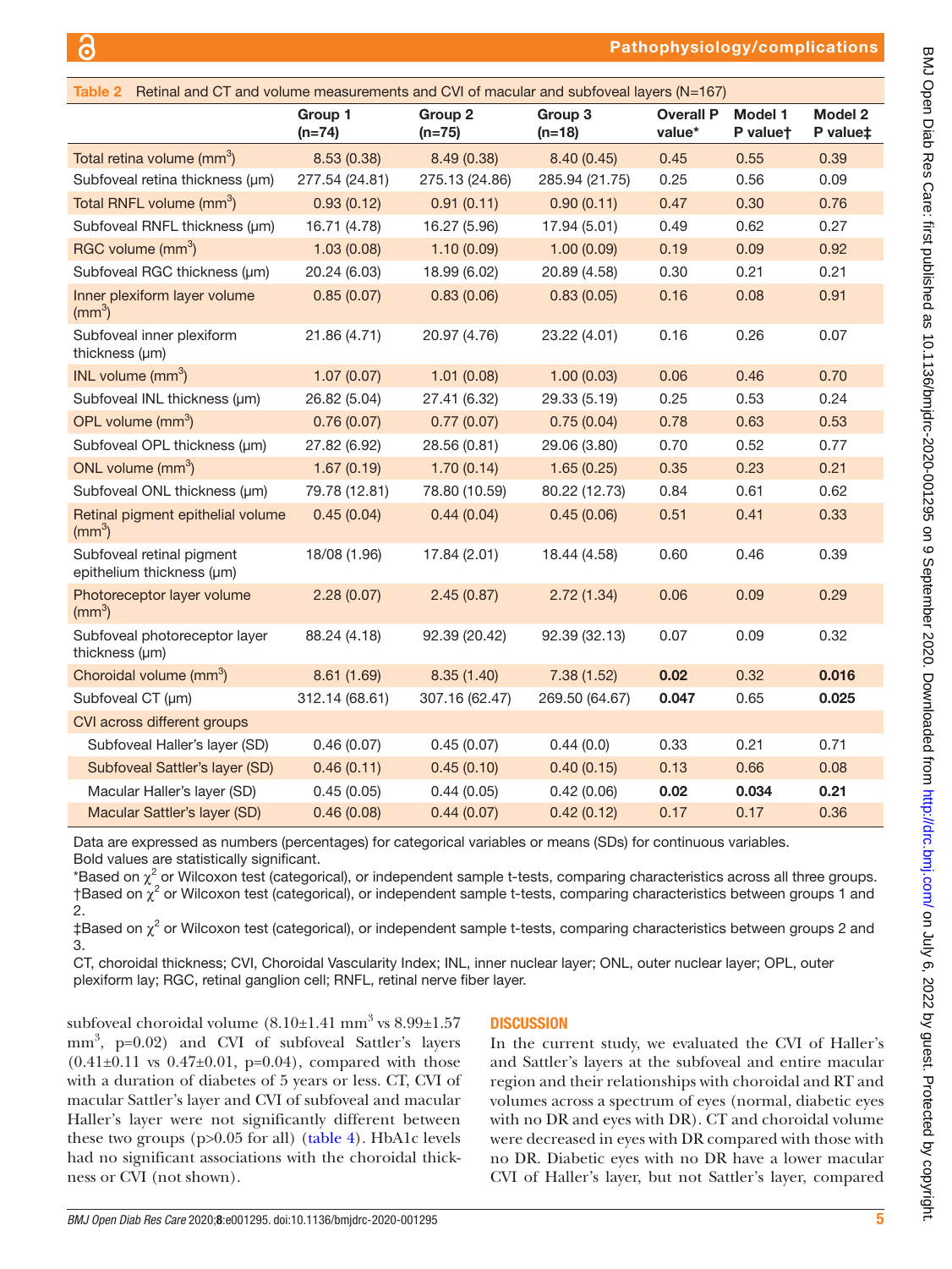**Table 2** Retinal and CT and volume measurements and CVI of macular and subfoveal layers (N=167)

| | Group 1 (n=74) | Group 2 (n=75) | Group 3 (n=18) | Overall P value* | Model 1 P value† | Model 2 P value‡ |
|---|---|---|---|---|---|---|
| Total retina volume ($mm^3$) | 8.53 (0.38) | 8.49 (0.38) | 8.40 (0.45) | 0.45 | 0.55 | 0.39 |
| Subfoveal retina thickness (µm) | 277.54 (24.81) | 275.13 (24.86) | 285.94 (21.75) | 0.25 | 0.56 | 0.09 |
| Total RNFL volume ($mm^3$) | 0.93 (0.12) | 0.91 (0.11) | 0.90 (0.11) | 0.47 | 0.30 | 0.76 |
| Subfoveal RNFL thickness (µm) | 16.71 (4.78) | 16.27 (5.96) | 17.94 (5.01) | 0.49 | 0.62 | 0.27 |
| RGC volume ($mm^3$) | 1.03 (0.08) | 1.10 (0.09) | 1.00 (0.09) | 0.19 | 0.09 | 0.92 |
| Subfoveal RGC thickness (µm) | 20.24 (6.03) | 18.99 (6.02) | 20.89 (4.58) | 0.30 | 0.21 | 0.21 |
| Inner plexiform layer volume ($mm^3$) | 0.85 (0.07) | 0.83 (0.06) | 0.83 (0.05) | 0.16 | 0.08 | 0.91 |
| Subfoveal inner plexiform thickness (µm) | 21.86 (4.71) | 20.97 (4.76) | 23.22 (4.01) | 0.16 | 0.26 | 0.07 |
| INL volume ($mm^3$) | 1.07 (0.07) | 1.01 (0.08) | 1.00 (0.03) | 0.06 | 0.46 | 0.70 |
| Subfoveal INL thickness (µm) | 26.82 (5.04) | 27.41 (6.32) | 29.33 (5.19) | 0.25 | 0.53 | 0.24 |
| OPL volume ($mm^3$) | 0.76 (0.07) | 0.77 (0.07) | 0.75 (0.04) | 0.78 | 0.63 | 0.53 |
| Subfoveal OPL thickness (µm) | 27.82 (6.92) | 28.56 (0.81) | 29.06 (3.80) | 0.70 | 0.52 | 0.77 |
| ONL volume ($mm^3$) | 1.67 (0.19) | 1.70 (0.14) | 1.65 (0.25) | 0.35 | 0.23 | 0.21 |
| Subfoveal ONL thickness (µm) | 79.78 (12.81) | 78.80 (10.59) | 80.22 (12.73) | 0.84 | 0.61 | 0.62 |
| Retinal pigment epithelial volume ($mm^3$) | 0.45 (0.04) | 0.44 (0.04) | 0.45 (0.06) | 0.51 | 0.41 | 0.33 |
| Subfoveal retinal pigment epithelium thickness (µm) | 18/08 (1.96) | 17.84 (2.01) | 18.44 (4.58) | 0.60 | 0.46 | 0.39 |
| Photoreceptor layer volume ($mm^3$) | 2.28 (0.07) | 2.45 (0.87) | 2.72 (1.34) | 0.06 | 0.09 | 0.29 |
| Subfoveal photoreceptor layer thickness (µm) | 88.24 (4.18) | 92.39 (20.42) | 92.39 (32.13) | 0.07 | 0.09 | 0.32 |
| Choroidal volume ($mm^3$) | 8.61 (1.69) | 8.35 (1.40) | 7.38 (1.52) | **0.02** | 0.32 | **0.016** |
| Subfoveal CT (µm) | 312.14 (68.61) | 307.16 (62.47) | 269.50 (64.67) | **0.047** | 0.65 | **0.025** |
| CVI across different groups | | | | | | |
| Subfoveal Haller's layer (SD) | 0.46 (0.07) | 0.45 (0.07) | 0.44 (0.0) | 0.33 | 0.21 | 0.71 |
| Subfoveal Sattler's layer (SD) | 0.46 (0.11) | 0.45 (0.10) | 0.40 (0.15) | 0.13 | 0.66 | 0.08 |
| Macular Haller's layer (SD) | 0.45 (0.05) | 0.44 (0.05) | 0.42 (0.06) | **0.02** | **0.034** | **0.21** |
| Macular Sattler's layer (SD) | 0.46 (0.08) | 0.44 (0.07) | 0.42 (0.12) | 0.17 | 0.17 | 0.36 |

Data are expressed as numbers (percentages) for categorical variables or means (SDs) for continuous variables.
Bold values are statistically significant.
*Based on $\chi^2$ or Wilcoxon test (categorical), or independent sample t-tests, comparing characteristics across all three groups.
†Based on $\chi^2$ or Wilcoxon test (categorical), or independent sample t-tests, comparing characteristics between groups 1 and 2.
‡Based on $\chi^2$ or Wilcoxon test (categorical), or independent sample t-tests, comparing characteristics between groups 2 and 3.
CT, choroidal thickness; CVI, Choroidal Vascularity Index; INL, inner nuclear layer; ONL, outer nuclear layer; OPL, outer plexiform lay; RGC, retinal ganglion cell; RNFL, retinal nerve fiber layer.

subfoveal choroidal volume (8.10±1.41 $mm^3$ vs 8.99±1.57 $mm^3$, p=0.02) and CVI of subfoveal Sattler's layers (0.41±0.11 vs 0.47±0.01, p=0.04), compared with those with a duration of diabetes of 5 years or less. CT, CVI of macular Sattler's layer and CVI of subfoveal and macular Haller's layer were not significantly different between these two groups (p>0.05 for all) (table 4). HbA1c levels had no significant associations with the choroidal thickness or CVI (not shown).

## DISCUSSION

In the current study, we evaluated the CVI of Haller's and Sattler's layers at the subfoveal and entire macular region and their relationships with choroidal and RT and volumes across a spectrum of eyes (normal, diabetic eyes with no DR and eyes with DR). CT and choroidal volume were decreased in eyes with DR compared with those with no DR. Diabetic eyes with no DR have a lower macular CVI of Haller's layer, but not Sattler's layer, compared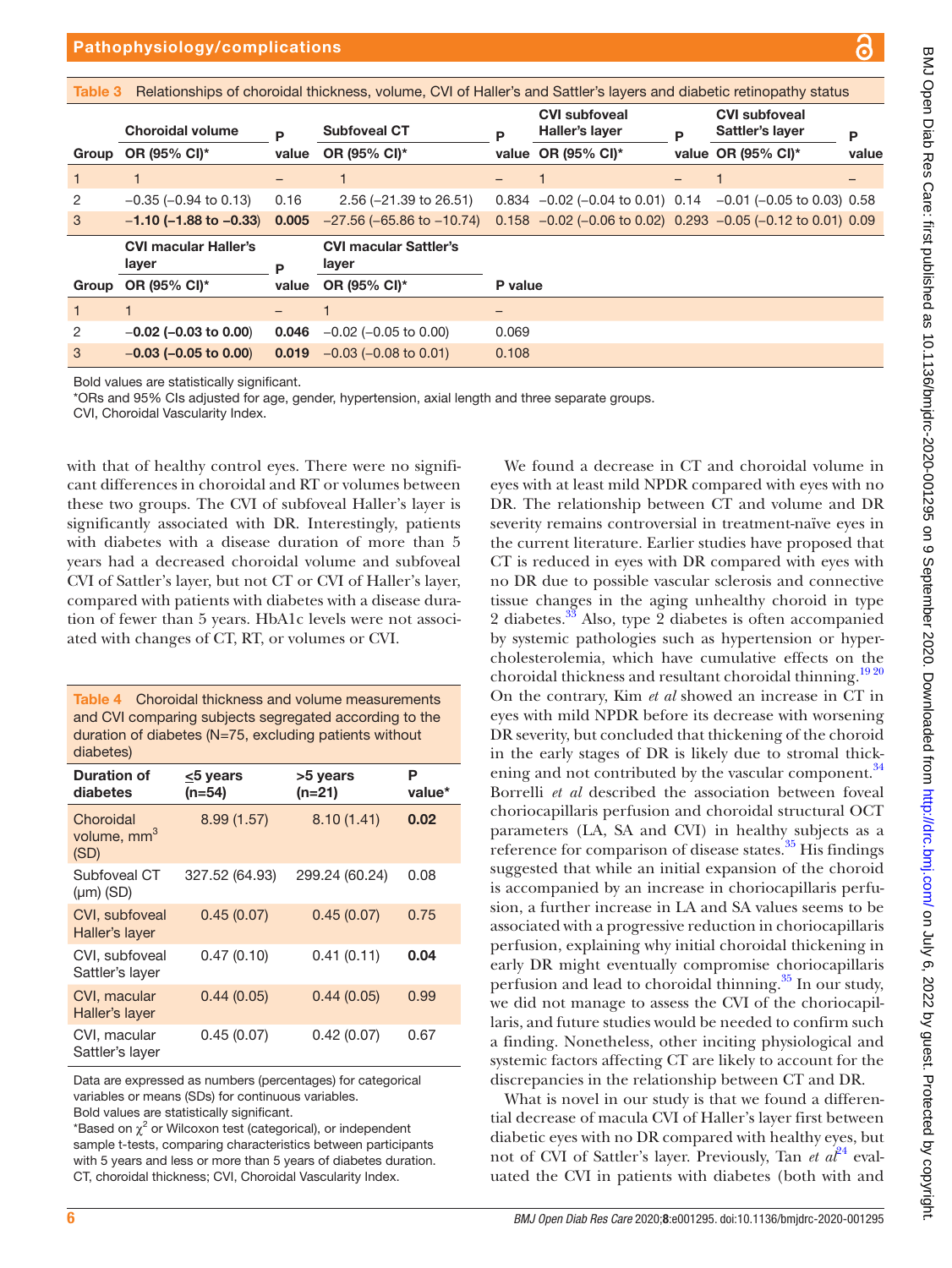**Table 3** Relationships of choroidal thickness, volume, CVI of Haller's and Sattler's layers and diabetic retinopathy status

| Group | Choroidal volume OR (95% CI)* | P value | Subfoveal CT OR (95% CI)* | P value | CVI subfoveal Haller's layer OR (95% CI)* | P value | CVI subfoveal Sattler's layer OR (95% CI)* | P value |
|---|---|---|---|---|---|---|---|---|
| 1 | 1 | – | 1 | – | 1 | – | 1 | – |
| 2 | −0.35 (−0.94 to 0.13) | 0.16 | 2.56 (−21.39 to 26.51) | 0.834 | −0.02 (−0.04 to 0.01) | 0.14 | −0.01 (−0.05 to 0.03) | 0.58 |
| 3 | **−1.10 (−1.88 to −0.33)** | **0.005** | −27.56 (−65.86 to −10.74) | 0.158 | −0.02 (−0.06 to 0.02) | 0.293 | −0.05 (−0.12 to 0.01) | 0.09 |

| Group | CVI macular Haller's layer OR (95% CI)* | P value | CVI macular Sattler's layer OR (95% CI)* | P value |
|---|---|---|---|---|
| 1 | 1 | – | 1 | – |
| 2 | **−0.02 (−0.03 to 0.00)** | **0.046** | −0.02 (−0.05 to 0.00) | 0.069 |
| 3 | **−0.03 (−0.05 to 0.00)** | **0.019** | −0.03 (−0.08 to 0.01) | 0.108 |

Bold values are statistically significant.
*ORs and 95% CIs adjusted for age, gender, hypertension, axial length and three separate groups.
CVI, Choroidal Vascularity Index.

with that of healthy control eyes. There were no significant differences in choroidal and RT or volumes between these two groups. The CVI of subfoveal Haller's layer is significantly associated with DR. Interestingly, patients with diabetes with a disease duration of more than 5 years had a decreased choroidal volume and subfoveal CVI of Sattler's layer, but not CT or CVI of Haller's layer, compared with patients with diabetes with a disease duration of fewer than 5 years. HbA1c levels were not associated with changes of CT, RT, or volumes or CVI.

**Table 4** Choroidal thickness and volume measurements and CVI comparing subjects segregated according to the duration of diabetes (N=75, excluding patients without diabetes)

| Duration of diabetes | ≤5 years (n=54) | >5 years (n=21) | P value* |
|---|---|---|---|
| Choroidal volume, $mm^3$ (SD) | 8.99 (1.57) | 8.10 (1.41) | **0.02** |
| Subfoveal CT (µm) (SD) | 327.52 (64.93) | 299.24 (60.24) | 0.08 |
| CVI, subfoveal Haller's layer | 0.45 (0.07) | 0.45 (0.07) | 0.75 |
| CVI, subfoveal Sattler's layer | 0.47 (0.10) | 0.41 (0.11) | **0.04** |
| CVI, macular Haller's layer | 0.44 (0.05) | 0.44 (0.05) | 0.99 |
| CVI, macular Sattler's layer | 0.45 (0.07) | 0.42 (0.07) | 0.67 |

Data are expressed as numbers (percentages) for categorical variables or means (SDs) for continuous variables.
Bold values are statistically significant.
*Based on $\chi^2$ or Wilcoxon test (categorical), or independent sample t-tests, comparing characteristics between participants with 5 years and less or more than 5 years of diabetes duration.
CT, choroidal thickness; CVI, Choroidal Vascularity Index.

We found a decrease in CT and choroidal volume in eyes with at least mild NPDR compared with eyes with no DR. The relationship between CT and volume and DR severity remains controversial in treatment-naïve eyes in the current literature. Earlier studies have proposed that CT is reduced in eyes with DR compared with eyes with no DR due to possible vascular sclerosis and connective tissue changes in the aging unhealthy choroid in type 2 diabetes.[33] Also, type 2 diabetes is often accompanied by systemic pathologies such as hypertension or hypercholesterolemia, which have cumulative effects on the choroidal thickness and resultant choroidal thinning.[19 20] On the contrary, Kim *et al* showed an increase in CT in eyes with mild NPDR before its decrease with worsening DR severity, but concluded that thickening of the choroid in the early stages of DR is likely due to stromal thickening and not contributed by the vascular component.[34] Borrelli *et al* described the association between foveal choriocapillaris perfusion and choroidal structural OCT parameters (LA, SA and CVI) in healthy subjects as a reference for comparison of disease states.[35] His findings suggested that while an initial expansion of the choroid is accompanied by an increase in choriocapillaris perfusion, a further increase in LA and SA values seems to be associated with a progressive reduction in choriocapillaris perfusion, explaining why initial choroidal thickening in early DR might eventually compromise choriocapillaris perfusion and lead to choroidal thinning.[35] In our study, we did not manage to assess the CVI of the choriocapillaris, and future studies would be needed to confirm such a finding. Nonetheless, other inciting physiological and systemic factors affecting CT are likely to account for the discrepancies in the relationship between CT and DR.

What is novel in our study is that we found a differential decrease of macula CVI of Haller's layer first between diabetic eyes with no DR compared with healthy eyes, but not of CVI of Sattler's layer. Previously, Tan *et al*[24] evaluated the CVI in patients with diabetes (both with and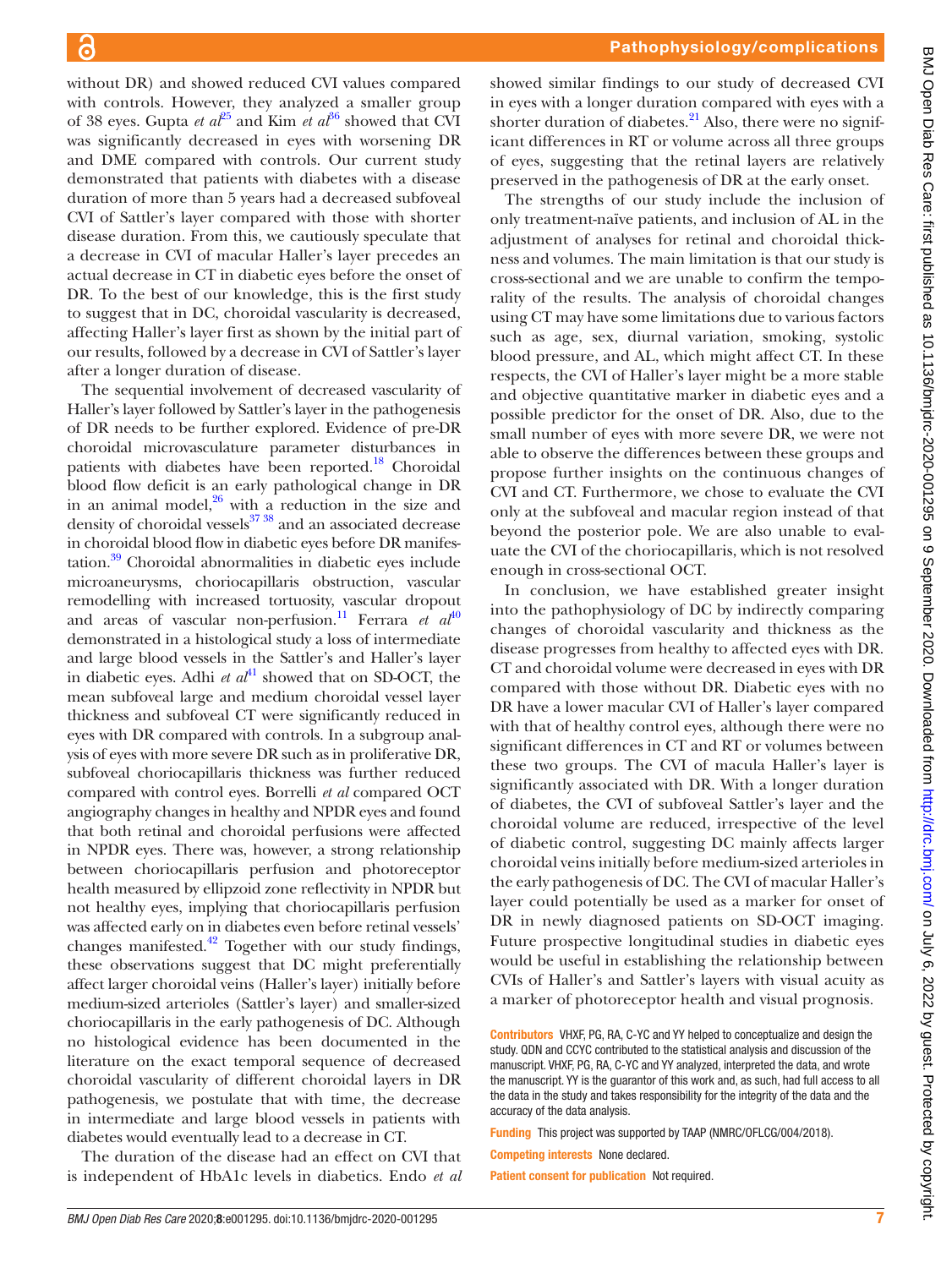without DR) and showed reduced CVI values compared with controls. However, they analyzed a smaller group of 38 eyes. Gupta *et al*[25] and Kim *et al*[36] showed that CVI was significantly decreased in eyes with worsening DR and DME compared with controls. Our current study demonstrated that patients with diabetes with a disease duration of more than 5 years had a decreased subfoveal CVI of Sattler's layer compared with those with shorter disease duration. From this, we cautiously speculate that a decrease in CVI of macular Haller's layer precedes an actual decrease in CT in diabetic eyes before the onset of DR. To the best of our knowledge, this is the first study to suggest that in DC, choroidal vascularity is decreased, affecting Haller's layer first as shown by the initial part of our results, followed by a decrease in CVI of Sattler's layer after a longer duration of disease.

The sequential involvement of decreased vascularity of Haller's layer followed by Sattler's layer in the pathogenesis of DR needs to be further explored. Evidence of pre-DR choroidal microvasculature parameter disturbances in patients with diabetes have been reported.[18] Choroidal blood flow deficit is an early pathological change in DR in an animal model,[26] with a reduction in the size and density of choroidal vessels[37 38] and an associated decrease in choroidal blood flow in diabetic eyes before DR manifestation.[39] Choroidal abnormalities in diabetic eyes include microaneurysms, choriocapillaris obstruction, vascular remodelling with increased tortuosity, vascular dropout and areas of vascular non-perfusion.[11] Ferrara *et al*[40] demonstrated in a histological study a loss of intermediate and large blood vessels in the Sattler's and Haller's layer in diabetic eyes. Adhi *et al*[41] showed that on SD-OCT, the mean subfoveal large and medium choroidal vessel layer thickness and subfoveal CT were significantly reduced in eyes with DR compared with controls. In a subgroup analysis of eyes with more severe DR such as in proliferative DR, subfoveal choriocapillaris thickness was further reduced compared with control eyes. Borrelli *et al* compared OCT angiography changes in healthy and NPDR eyes and found that both retinal and choroidal perfusions were affected in NPDR eyes. There was, however, a strong relationship between choriocapillaris perfusion and photoreceptor health measured by ellipzoid zone reflectivity in NPDR but not healthy eyes, implying that choriocapillaris perfusion was affected early on in diabetes even before retinal vessels' changes manifested.[42] Together with our study findings, these observations suggest that DC might preferentially affect larger choroidal veins (Haller's layer) initially before medium-sized arterioles (Sattler's layer) and smaller-sized choriocapillaris in the early pathogenesis of DC. Although no histological evidence has been documented in the literature on the exact temporal sequence of decreased choroidal vascularity of different choroidal layers in DR pathogenesis, we postulate that with time, the decrease in intermediate and large blood vessels in patients with diabetes would eventually lead to a decrease in CT.

The duration of the disease had an effect on CVI that is independent of HbA1c levels in diabetics. Endo *et al* showed similar findings to our study of decreased CVI in eyes with a longer duration compared with eyes with a shorter duration of diabetes.[21] Also, there were no significant differences in RT or volume across all three groups of eyes, suggesting that the retinal layers are relatively preserved in the pathogenesis of DR at the early onset.

The strengths of our study include the inclusion of only treatment-naïve patients, and inclusion of AL in the adjustment of analyses for retinal and choroidal thickness and volumes. The main limitation is that our study is cross-sectional and we are unable to confirm the temporality of the results. The analysis of choroidal changes using CT may have some limitations due to various factors such as age, sex, diurnal variation, smoking, systolic blood pressure, and AL, which might affect CT. In these respects, the CVI of Haller's layer might be a more stable and objective quantitative marker in diabetic eyes and a possible predictor for the onset of DR. Also, due to the small number of eyes with more severe DR, we were not able to observe the differences between these groups and propose further insights on the continuous changes of CVI and CT. Furthermore, we chose to evaluate the CVI only at the subfoveal and macular region instead of that beyond the posterior pole. We are also unable to evaluate the CVI of the choriocapillaris, which is not resolved enough in cross-sectional OCT.

In conclusion, we have established greater insight into the pathophysiology of DC by indirectly comparing changes of choroidal vascularity and thickness as the disease progresses from healthy to affected eyes with DR. CT and choroidal volume were decreased in eyes with DR compared with those without DR. Diabetic eyes with no DR have a lower macular CVI of Haller's layer compared with that of healthy control eyes, although there were no significant differences in CT and RT or volumes between these two groups. The CVI of macula Haller's layer is significantly associated with DR. With a longer duration of diabetes, the CVI of subfoveal Sattler's layer and the choroidal volume are reduced, irrespective of the level of diabetic control, suggesting DC mainly affects larger choroidal veins initially before medium-sized arterioles in the early pathogenesis of DC. The CVI of macular Haller's layer could potentially be used as a marker for onset of DR in newly diagnosed patients on SD-OCT imaging. Future prospective longitudinal studies in diabetic eyes would be useful in establishing the relationship between CVIs of Haller's and Sattler's layers with visual acuity as a marker of photoreceptor health and visual prognosis.

**Contributors** VHXF, PG, RA, C-YC and YY helped to conceptualize and design the study. QDN and CCYC contributed to the statistical analysis and discussion of the manuscript. VHXF, PG, RA, C-YC and YY analyzed, interpreted the data, and wrote the manuscript. YY is the guarantor of this work and, as such, had full access to all the data in the study and takes responsibility for the integrity of the data and the accuracy of the data analysis.

**Funding** This project was supported by TAAP (NMRC/OFLCG/004/2018).

**Competing interests** None declared.

**Patient consent for publication** Not required.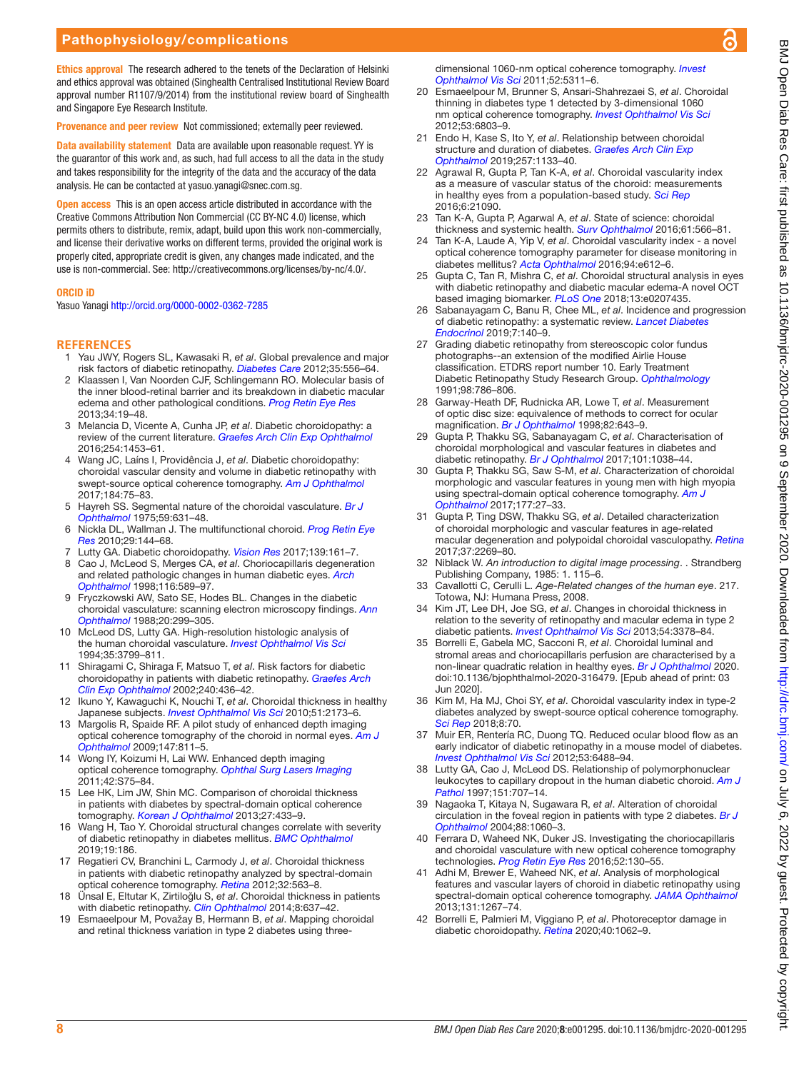**Ethics approval** The research adhered to the tenets of the Declaration of Helsinki and ethics approval was obtained (Singhealth Centralised Institutional Review Board approval number R1107/9/2014) from the institutional review board of Singhealth and Singapore Eye Research Institute.

**Provenance and peer review** Not commissioned; externally peer reviewed.

**Data availability statement** Data are available upon reasonable request. YY is the guarantor of this work and, as such, had full access to all the data in the study and takes responsibility for the integrity of the data and the accuracy of the data analysis. He can be contacted at yasuo.yanagi@snec.com.sg.

**Open access** This is an open access article distributed in accordance with the Creative Commons Attribution Non Commercial (CC BY-NC 4.0) license, which permits others to distribute, remix, adapt, build upon this work non-commercially, and license their derivative works on different terms, provided the original work is properly cited, appropriate credit is given, any changes made indicated, and the use is non-commercial. See: http://creativecommons.org/licenses/by-nc/4.0/.

**ORCID iD**

Yasuo Yanagi http://orcid.org/0000-0002-0362-7285

## REFERENCES

1. Yau JWY, Rogers SL, Kawasaki R, *et al*. Global prevalence and major risk factors of diabetic retinopathy. *Diabetes Care* 2012;35:556–64.
2. Klaassen I, Van Noorden CJF, Schlingemann RO. Molecular basis of the inner blood-retinal barrier and its breakdown in diabetic macular edema and other pathological conditions. *Prog Retin Eye Res* 2013;34:19–48.
3. Melancia D, Vicente A, Cunha JP, *et al*. Diabetic choroidopathy: a review of the current literature. *Graefes Arch Clin Exp Ophthalmol* 2016;254:1453–61.
4. Wang JC, Laíns I, Providência J, *et al*. Diabetic choroidopathy: choroidal vascular density and volume in diabetic retinopathy with swept-source optical coherence tomography. *Am J Ophthalmol* 2017;184:75–83.
5. Hayreh SS. Segmental nature of the choroidal vasculature. *Br J Ophthalmol* 1975;59:631–48.
6. Nickla DL, Wallman J. The multifunctional choroid. *Prog Retin Eye Res* 2010;29:144–68.
7. Lutty GA. Diabetic choroidopathy. *Vision Res* 2017;139:161–7.
8. Cao J, McLeod S, Merges CA, *et al*. Choriocapillaris degeneration and related pathologic changes in human diabetic eyes. *Arch Ophthalmol* 1998;116:589–97.
9. Fryczkowski AW, Sato SE, Hodes BL. Changes in the diabetic choroidal vasculature: scanning electron microscopy findings. *Ann Ophthalmol* 1988;20:299–305.
10. McLeod DS, Lutty GA. High-resolution histologic analysis of the human choroidal vasculature. *Invest Ophthalmol Vis Sci* 1994;35:3799–811.
11. Shiragami C, Shiraga F, Matsuo T, *et al*. Risk factors for diabetic choroidopathy in patients with diabetic retinopathy. *Graefes Arch Clin Exp Ophthalmol* 2002;240:436–42.
12. Ikuno Y, Kawaguchi K, Nouchi T, *et al*. Choroidal thickness in healthy Japanese subjects. *Invest Ophthalmol Vis Sci* 2010;51:2173–6.
13. Margolis R, Spaide RF. A pilot study of enhanced depth imaging optical coherence tomography of the choroid in normal eyes. *Am J Ophthalmol* 2009;147:811–5.
14. Wong IY, Koizumi H, Lai WW. Enhanced depth imaging optical coherence tomography. *Ophthal Surg Lasers Imaging* 2011;42:S75–84.
15. Lee HK, Lim JW, Shin MC. Comparison of choroidal thickness in patients with diabetes by spectral-domain optical coherence tomography. *Korean J Ophthalmol* 2013;27:433–9.
16. Wang H, Tao Y. Choroidal structural changes correlate with severity of diabetic retinopathy in diabetes mellitus. *BMC Ophthalmol* 2019;19:186.
17. Regatieri CV, Branchini L, Carmody J, *et al*. Choroidal thickness in patients with diabetic retinopathy analyzed by spectral-domain optical coherence tomography. *Retina* 2012;32:563–8.
18. Ünsal E, Eltutar K, Zirtiloğlu S, *et al*. Choroidal thickness in patients with diabetic retinopathy. *Clin Ophthalmol* 2014;8:637–42.
19. Esmaeelpour M, Považay B, Hermann B, *et al*. Mapping choroidal and retinal thickness variation in type 2 diabetes using three-dimensional 1060-nm optical coherence tomography. *Invest Ophthalmol Vis Sci* 2011;52:5311–6.
20. Esmaeelpour M, Brunner S, Ansari-Shahrezaei S, *et al*. Choroidal thinning in diabetes type 1 detected by 3-dimensional 1060 nm optical coherence tomography. *Invest Ophthalmol Vis Sci* 2012;53:6803–9.
21. Endo H, Kase S, Ito Y, *et al*. Relationship between choroidal structure and duration of diabetes. *Graefes Arch Clin Exp Ophthalmol* 2019;257:1133–40.
22. Agrawal R, Gupta P, Tan K-A, *et al*. Choroidal vascularity index as a measure of vascular status of the choroid: measurements in healthy eyes from a population-based study. *Sci Rep* 2016;6:21090.
23. Tan K-A, Gupta P, Agarwal A, *et al*. State of science: choroidal thickness and systemic health. *Surv Ophthalmol* 2016;61:566–81.
24. Tan K-A, Laude A, Yip V, *et al*. Choroidal vascularity index - a novel optical coherence tomography parameter for disease monitoring in diabetes mellitus? *Acta Ophthalmol* 2016;94:e612–6.
25. Gupta C, Tan R, Mishra C, *et al*. Choroidal structural analysis in eyes with diabetic retinopathy and diabetic macular edema-A novel OCT based imaging biomarker. *PLoS One* 2018;13:e0207435.
26. Sabanayagam C, Banu R, Chee ML, *et al*. Incidence and progression of diabetic retinopathy: a systematic review. *Lancet Diabetes Endocrinol* 2019;7:140–9.
27. Grading diabetic retinopathy from stereoscopic color fundus photographs--an extension of the modified Airlie House classification. ETDRS report number 10. Early Treatment Diabetic Retinopathy Study Research Group. *Ophthalmology* 1991;98:786–806.
28. Garway-Heath DF, Rudnicka AR, Lowe T, *et al*. Measurement of optic disc size: equivalence of methods to correct for ocular magnification. *Br J Ophthalmol* 1998;82:643–9.
29. Gupta P, Thakku SG, Sabanayagam C, *et al*. Characterisation of choroidal morphological and vascular features in diabetes and diabetic retinopathy. *Br J Ophthalmol* 2017;101:1038–44.
30. Gupta P, Thakku SG, Saw S-M, *et al*. Characterization of choroidal morphologic and vascular features in young men with high myopia using spectral-domain optical coherence tomography. *Am J Ophthalmol* 2017;177:27–33.
31. Gupta P, Ting DSW, Thakku SG, *et al*. Detailed characterization of choroidal morphologic and vascular features in age-related macular degeneration and polypoidal choroidal vasculopathy. *Retina* 2017;37:2269–80.
32. Niblack W. *An introduction to digital image processing*. . Strandberg Publishing Company, 1985: 1. 115–6.
33. Cavallotti C, Cerulli L. *Age-Related changes of the human eye*. 217. Totowa, NJ: Humana Press, 2008.
34. Kim JT, Lee DH, Joe SG, *et al*. Changes in choroidal thickness in relation to the severity of retinopathy and macular edema in type 2 diabetic patients. *Invest Ophthalmol Vis Sci* 2013;54:3378–84.
35. Borrelli E, Gabela MC, Sacconi R, *et al*. Choroidal luminal and stromal areas and choriocapillaris perfusion are characterised by a non-linear quadratic relation in healthy eyes. *Br J Ophthalmol* 2020. doi:10.1136/bjophthalmol-2020-316479. [Epub ahead of print: 03 Jun 2020].
36. Kim M, Ha MJ, Choi SY, *et al*. Choroidal vascularity index in type-2 diabetes analyzed by swept-source optical coherence tomography. *Sci Rep* 2018;8:70.
37. Muir ER, Rentería RC, Duong TQ. Reduced ocular blood flow as an early indicator of diabetic retinopathy in a mouse model of diabetes. *Invest Ophthalmol Vis Sci* 2012;53:6488–94.
38. Lutty GA, Cao J, McLeod DS. Relationship of polymorphonuclear leukocytes to capillary dropout in the human diabetic choroid. *Am J Pathol* 1997;151:707–14.
39. Nagaoka T, Kitaya N, Sugawara R, *et al*. Alteration of choroidal circulation in the foveal region in patients with type 2 diabetes. *Br J Ophthalmol* 2004;88:1060–3.
40. Ferrara D, Waheed NK, Duker JS. Investigating the choriocapillaris and choroidal vasculature with new optical coherence tomography technologies. *Prog Retin Eye Res* 2016;52:130–55.
41. Adhi M, Brewer E, Waheed NK, *et al*. Analysis of morphological features and vascular layers of choroid in diabetic retinopathy using spectral-domain optical coherence tomography. *JAMA Ophthalmol* 2013;131:1267–74.
42. Borrelli E, Palmieri M, Viggiano P, *et al*. Photoreceptor damage in diabetic choroidopathy. *Retina* 2020;40:1062–9.